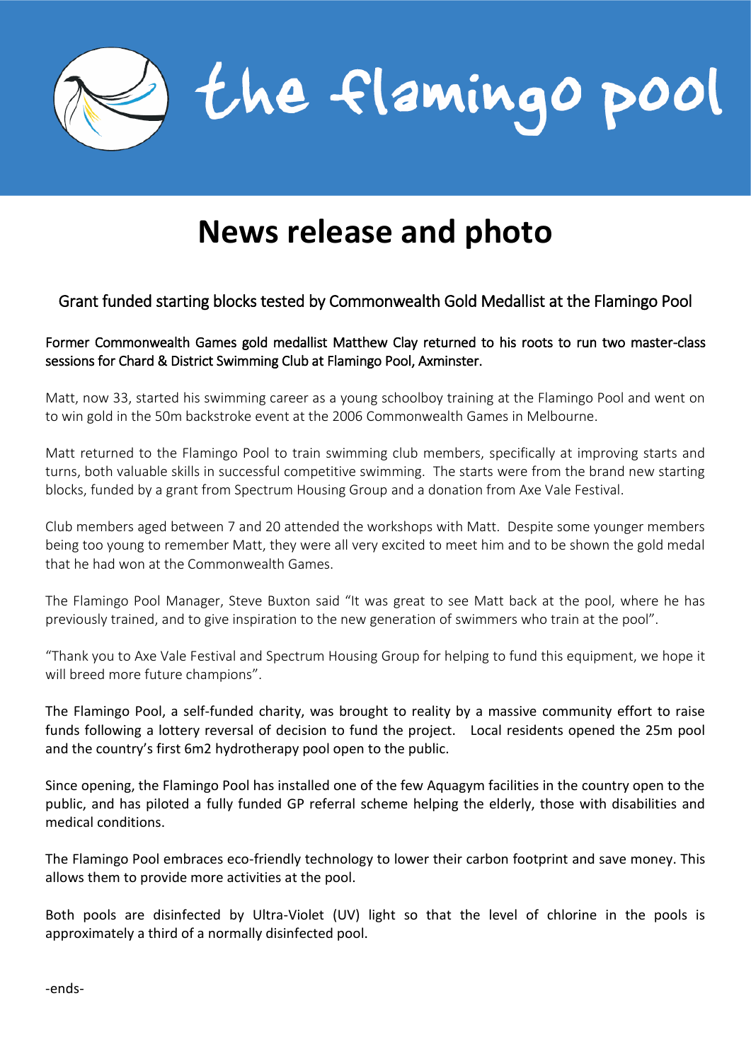the flamingo pool

# News release and photo

## Grant funded starting blocks tested by Commonwealth Gold Medallist at the Flamingo Pool

Former Commonwealth Games gold medallist Matthew Clay returned to his roots to run two master-class sessions for Chard & District Swimming Club at Flamingo Pool, Axminster.

Matt, now 33, started his swimming career as a young schoolboy training at the Flamingo Pool and went on to win gold in the 50m backstroke event at the 2006 Commonwealth Games in Melbourne.

Matt returned to the Flamingo Pool to train swimming club members, specifically at improving starts and turns, both valuable skills in successful competitive swimming. The starts were from the brand new starting blocks, funded by a grant from Spectrum Housing Group and a donation from Axe Vale Festival.

Club members aged between 7 and 20 attended the workshops with Matt. Despite some younger members being too young to remember Matt, they were all very excited to meet him and to be shown the gold medal that he had won at the Commonwealth Games.

The Flamingo Pool Manager, Steve Buxton said "It was great to see Matt back at the pool, where he has previously trained, and to give inspiration to the new generation of swimmers who train at the pool".

"Thank you to Axe Vale Festival and Spectrum Housing Group for helping to fund this equipment, we hope it will breed more future champions".

The Flamingo Pool, a self-funded charity, was brought to reality by a massive community effort to raise funds following a lottery reversal of decision to fund the project. Local residents opened the 25m pool and the country's first 6m2 hydrotherapy pool open to the public.

Since opening, the Flamingo Pool has installed one of the few Aquagym facilities in the country open to the public, and has piloted a fully funded GP referral scheme helping the elderly, those with disabilities and medical conditions.

The Flamingo Pool embraces eco-friendly technology to lower their carbon footprint and save money. This allows them to provide more activities at the pool.

Both pools are disinfected by Ultra-Violet (UV) light so that the level of chlorine in the pools is approximately a third of a normally disinfected pool.

-ends-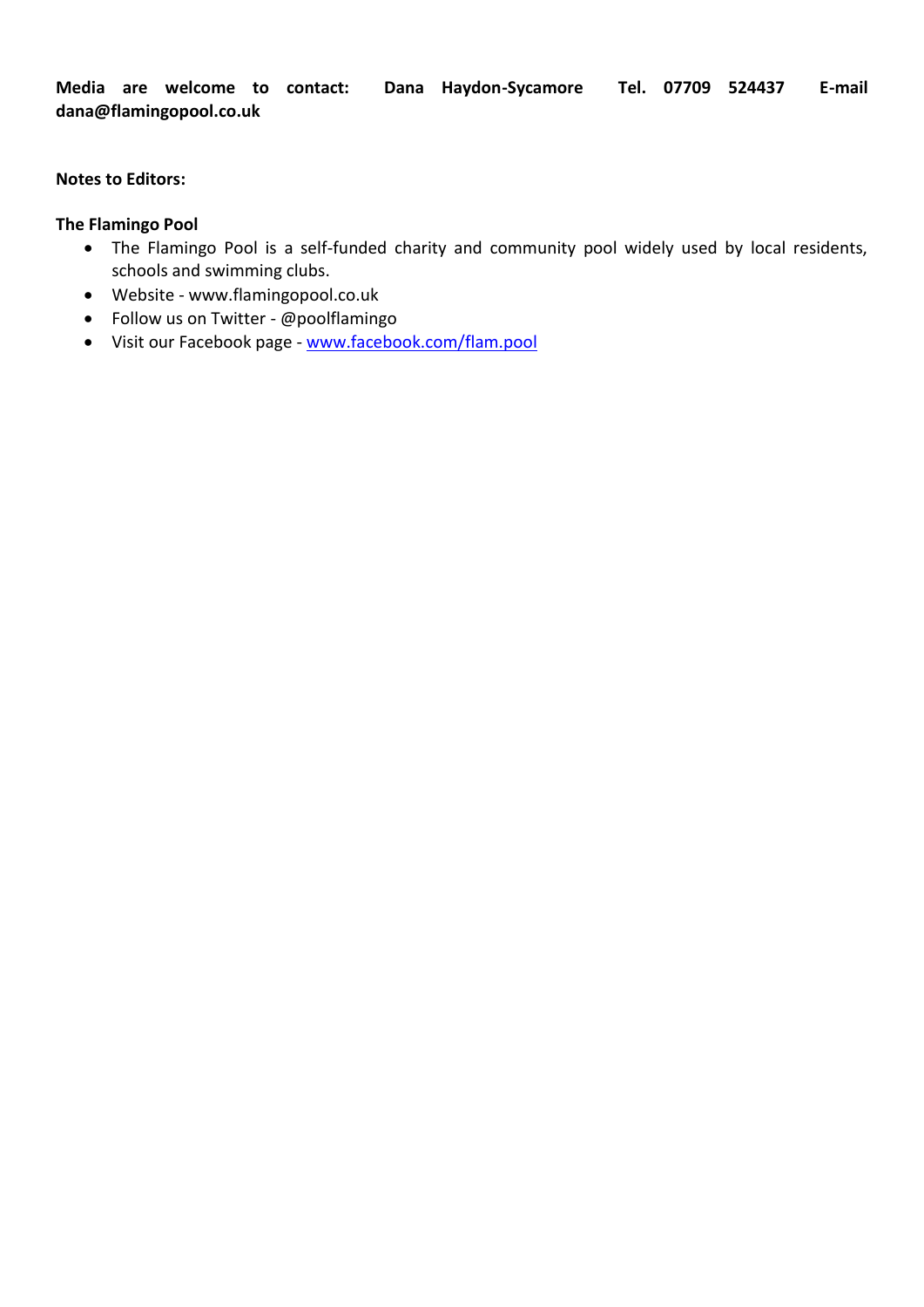**Media are welcome to contact: Dana Haydon-Sycamore Tel. 07709 524437 E-mail dana@flamingopool.co.uk**

**Notes to Editors:**

**The Flamingo Pool**

- The Flamingo Pool is a self-funded charity and community pool widely used by local residents, schools and swimming clubs.
- Website - www.flamingopool.co.uk
- Follow us on Twitter - @poolflamingo
- Visit our Facebook page - www.facebook.com/flam.pool